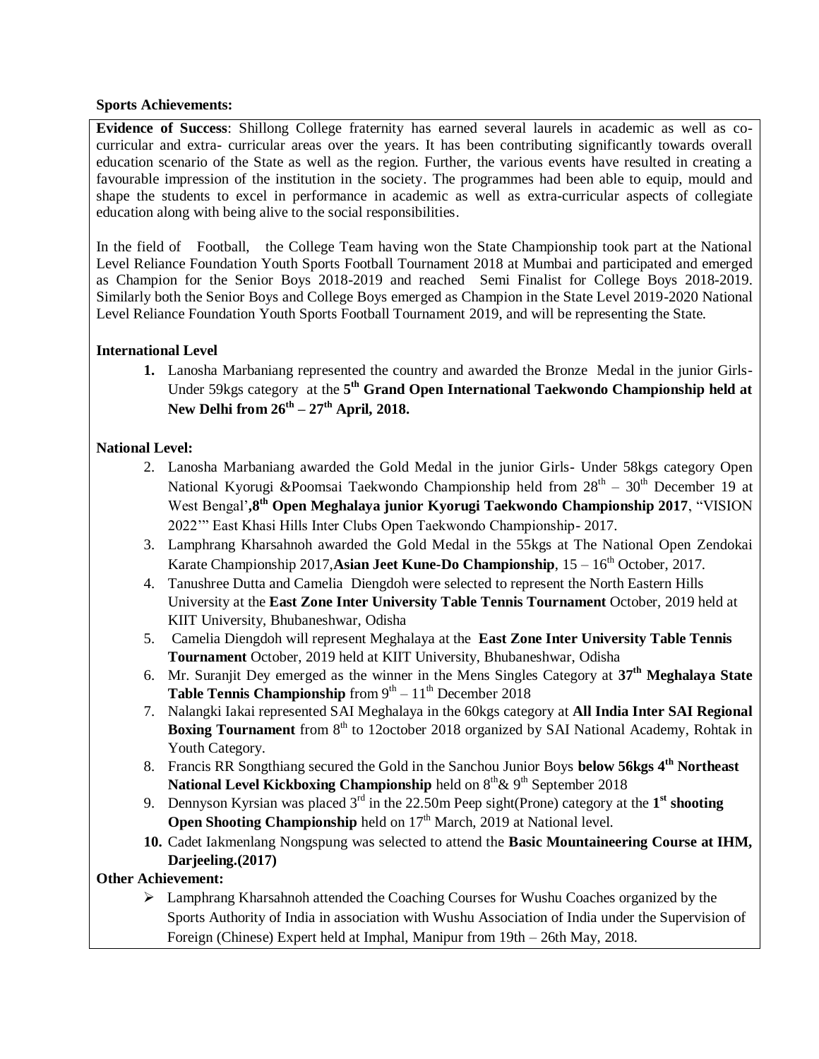**Sports Achievements:**

**Evidence of Success**: Shillong College fraternity has earned several laurels in academic as well as co-curricular and extra- curricular areas over the years. It has been contributing significantly towards overall education scenario of the State as well as the region. Further, the various events have resulted in creating a favourable impression of the institution in the society. The programmes had been able to equip, mould and shape the students to excel in performance in academic as well as extra-curricular aspects of collegiate education along with being alive to the social responsibilities.

In the field of Football, the College Team having won the State Championship took part at the National Level Reliance Foundation Youth Sports Football Tournament 2018 at Mumbai and participated and emerged as Champion for the Senior Boys 2018-2019 and reached Semi Finalist for College Boys 2018-2019. Similarly both the Senior Boys and College Boys emerged as Champion in the State Level 2019-2020 National Level Reliance Foundation Youth Sports Football Tournament 2019, and will be representing the State.

**International Level**

1. Lanosha Marbaniang represented the country and awarded the Bronze Medal in the junior Girls- Under 59kgs category at the **5th Grand Open International Taekwondo Championship held at New Delhi from 26th – 27th April, 2018.**

**National Level:**

2. Lanosha Marbaniang awarded the Gold Medal in the junior Girls- Under 58kgs category Open National Kyorugi &Poomsai Taekwondo Championship held from 28th – 30th December 19 at West Bengal',**8th Open Meghalaya junior Kyorugi Taekwondo Championship 2017**, "VISION 2022'" East Khasi Hills Inter Clubs Open Taekwondo Championship- 2017.
3. Lamphrang Kharsahnoh awarded the Gold Medal in the 55kgs at The National Open Zendokai Karate Championship 2017,**Asian Jeet Kune-Do Championship**, 15 – 16th October, 2017.
4. Tanushree Dutta and Camelia Diengdoh were selected to represent the North Eastern Hills University at the **East Zone Inter University Table Tennis Tournament** October, 2019 held at KIIT University, Bhubaneshwar, Odisha
5. Camelia Diengdoh will represent Meghalaya at the **East Zone Inter University Table Tennis Tournament** October, 2019 held at KIIT University, Bhubaneshwar, Odisha
6. Mr. Suranjit Dey emerged as the winner in the Mens Singles Category at **37th Meghalaya State Table Tennis Championship** from 9th – 11th December 2018
7. Nalangki Iakai represented SAI Meghalaya in the 60kgs category at **All India Inter SAI Regional Boxing Tournament** from 8th to 12october 2018 organized by SAI National Academy, Rohtak in Youth Category.
8. Francis RR Songthiang secured the Gold in the Sanchou Junior Boys **below 56kgs 4th Northeast National Level Kickboxing Championship** held on 8th& 9th September 2018
9. Dennyson Kyrsian was placed 3rd in the 22.50m Peep sight(Prone) category at the **1st shooting Open Shooting Championship** held on 17th March, 2019 at National level.
10. Cadet Iakmenlang Nongspung was selected to attend the **Basic Mountaineering Course at IHM, Darjeeling.(2017)**

**Other Achievement:**

- Lamphrang Kharsahnoh attended the Coaching Courses for Wushu Coaches organized by the Sports Authority of India in association with Wushu Association of India under the Supervision of Foreign (Chinese) Expert held at Imphal, Manipur from 19th – 26th May, 2018.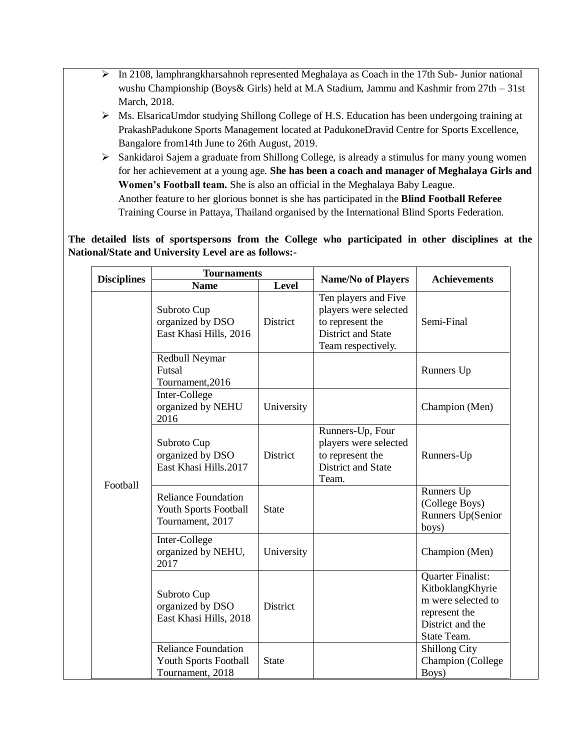- In 2108, lamphrangkharsahnoh represented Meghalaya as Coach in the 17th Sub- Junior national wushu Championship (Boys& Girls) held at M.A Stadium, Jammu and Kashmir from 27th – 31st March, 2018.
- Ms. ElsaricaUmdor studying Shillong College of H.S. Education has been undergoing training at PrakashPadukone Sports Management located at PadukoneDravid Centre for Sports Excellence, Bangalore from14th June to 26th August, 2019.
- Sankidaroi Sajem a graduate from Shillong College, is already a stimulus for many young women for her achievement at a young age. **She has been a coach and manager of Meghalaya Girls and Women's Football team.** She is also an official in the Meghalaya Baby League.
  Another feature to her glorious bonnet is she has participated in the **Blind Football Referee** Training Course in Pattaya, Thailand organised by the International Blind Sports Federation.

**The detailed lists of sportspersons from the College who participated in other disciplines at the National/State and University Level are as follows:-**

| Disciplines | Tournaments | | Name/No of Players | Achievements |
|---|---|---|---|---|
| | Name | Level | | |
| Football | Subroto Cup organized by DSO East Khasi Hills, 2016 | District | Ten players and Five players were selected to represent the District and State Team respectively. | Semi-Final |
| | Redbull Neymar Futsal Tournament,2016 | | | Runners Up |
| | Inter-College organized by NEHU 2016 | University | | Champion (Men) |
| | Subroto Cup organized by DSO East Khasi Hills.2017 | District | Runners-Up, Four players were selected to represent the District and State Team. | Runners-Up |
| | Reliance Foundation Youth Sports Football Tournament, 2017 | State | | Runners Up (College Boys) Runners Up(Senior boys) |
| | Inter-College organized by NEHU, 2017 | University | | Champion (Men) |
| | Subroto Cup organized by DSO East Khasi Hills, 2018 | District | | Quarter Finalist: KitboklangKhyriem were selected to represent the District and the State Team. |
| | Reliance Foundation Youth Sports Football Tournament, 2018 | State | | Shillong City Champion (College Boys) |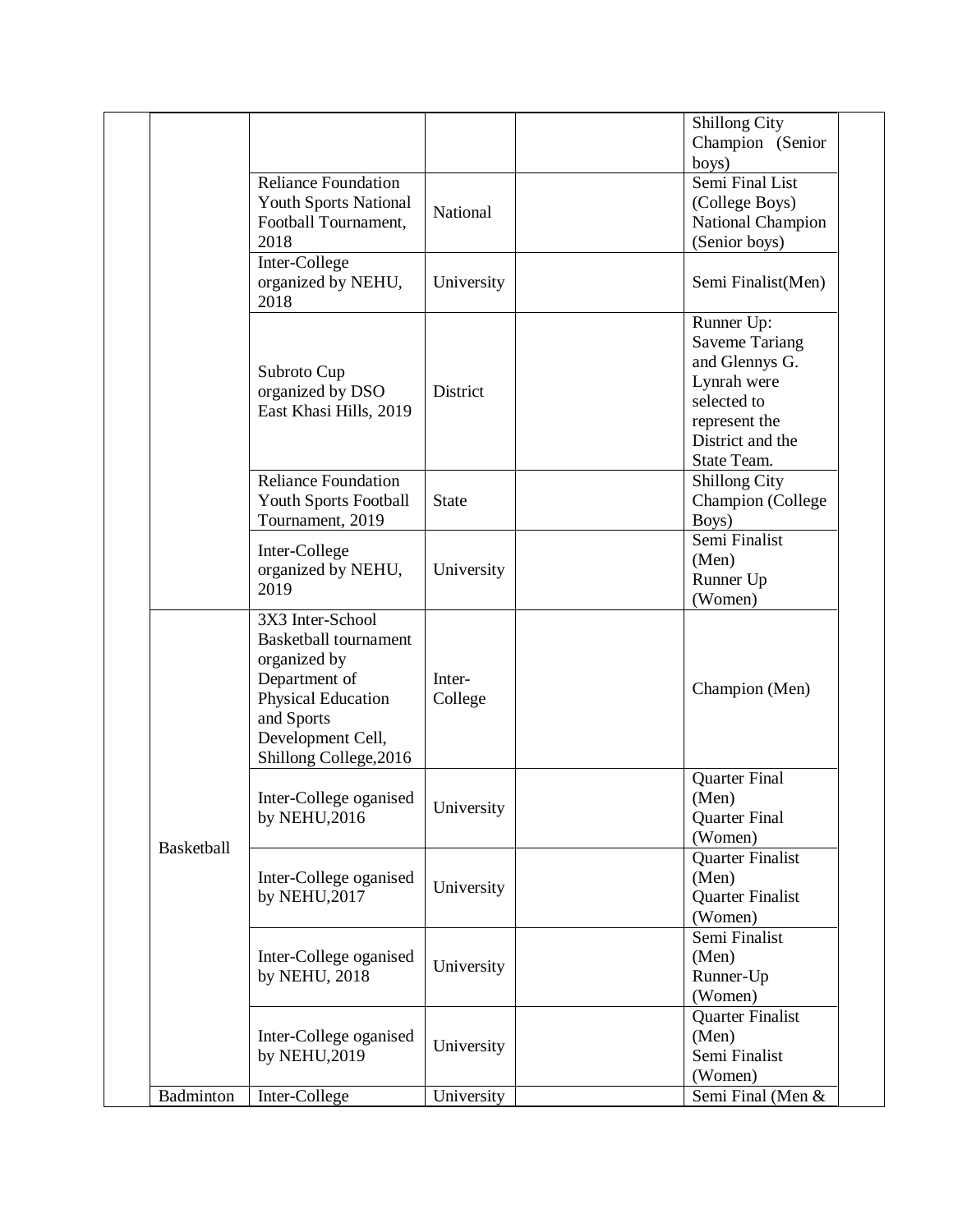| | | | | | | |
|---|---|---|---|---|---|---|
| | | | | | Shillong City Champion (Senior boys) | |
| | | Reliance Foundation Youth Sports National Football Tournament, 2018 | National | | Semi Final List (College Boys) National Champion (Senior boys) | |
| | | Inter-College organized by NEHU, 2018 | University | | Semi Finalist(Men) | |
| | | Subroto Cup organized by DSO East Khasi Hills, 2019 | District | | Runner Up: Saveme Tariang and Glennys G. Lynrah were selected to represent the District and the State Team. | |
| | | Reliance Foundation Youth Sports Football Tournament, 2019 | State | | Shillong City Champion (College Boys) | |
| | | Inter-College organized by NEHU, 2019 | University | | Semi Finalist (Men) Runner Up (Women) | |
| | Basketball | 3X3 Inter-School Basketball tournament organized by Department of Physical Education and Sports Development Cell, Shillong College,2016 | Inter-College | | Champion (Men) | |
| | | Inter-College oganised by NEHU,2016 | University | | Quarter Final (Men) Quarter Final (Women) | |
| | | Inter-College oganised by NEHU,2017 | University | | Quarter Finalist (Men) Quarter Finalist (Women) | |
| | | Inter-College oganised by NEHU, 2018 | University | | Semi Finalist (Men) Runner-Up (Women) | |
| | | Inter-College oganised by NEHU,2019 | University | | Quarter Finalist (Men) Semi Finalist (Women) | |
| | Badminton | Inter-College | University | | Semi Final (Men & | |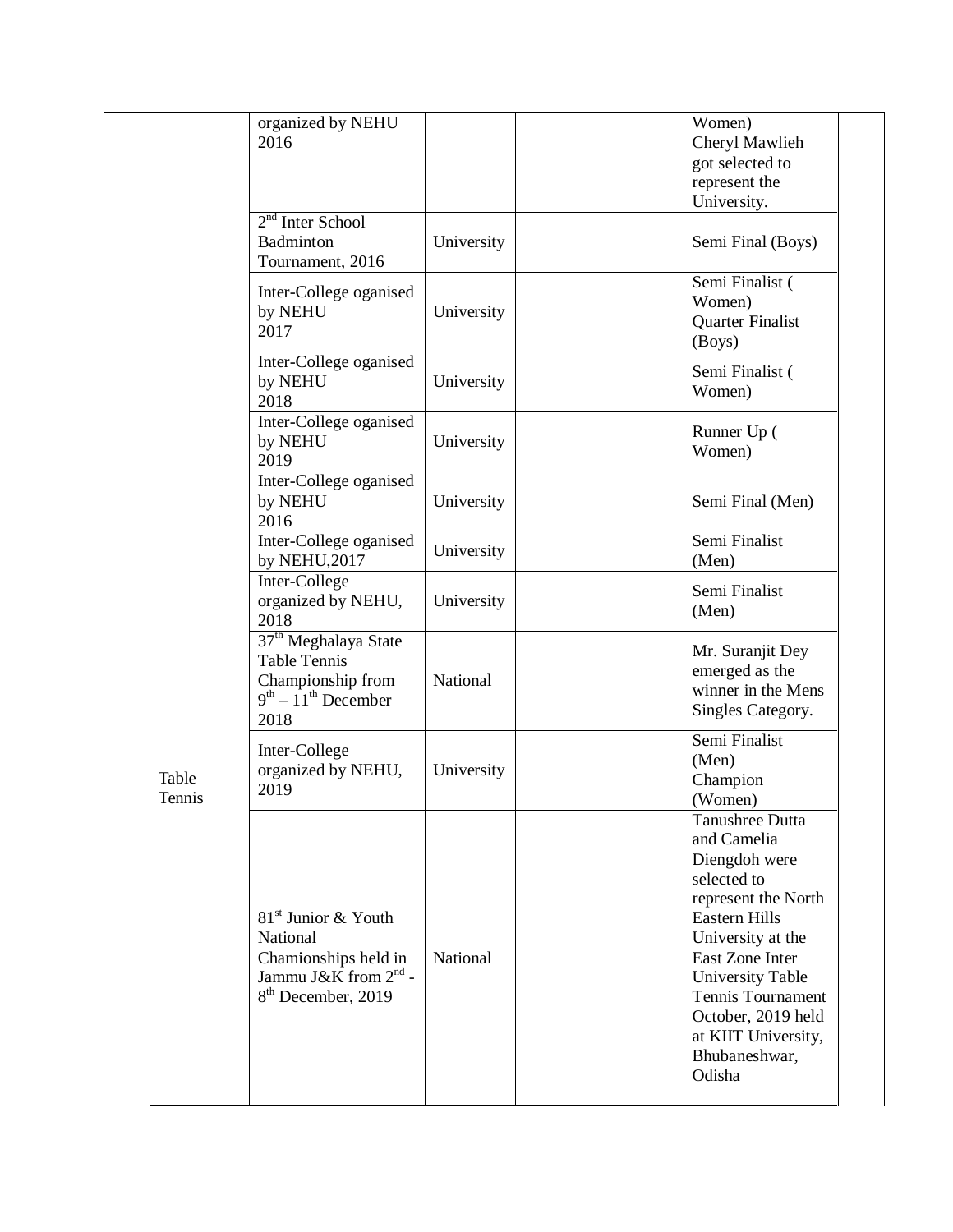| | | | | | | |
|---|---|---|---|---|---|---|
| | | organized by NEHU 2016 | | | Women) Cheryl Mawlieh got selected to represent the University. | |
| | | 2nd Inter School Badminton Tournament, 2016 | University | | Semi Final (Boys) | |
| | | Inter-College oganised by NEHU 2017 | University | | Semi Finalist ( Women) Quarter Finalist (Boys) | |
| | | Inter-College oganised by NEHU 2018 | University | | Semi Finalist ( Women) | |
| | | Inter-College oganised by NEHU 2019 | University | | Runner Up ( Women) | |
| | Table Tennis | Inter-College oganised by NEHU 2016 | University | | Semi Final (Men) | |
| | | Inter-College oganised by NEHU,2017 | University | | Semi Finalist (Men) | |
| | | Inter-College organized by NEHU, 2018 | University | | Semi Finalist (Men) | |
| | | 37th Meghalaya State Table Tennis Championship from 9th – 11th December 2018 | National | | Mr. Suranjit Dey emerged as the winner in the Mens Singles Category. | |
| | | Inter-College organized by NEHU, 2019 | University | | Semi Finalist (Men) Champion (Women) | |
| | | 81st Junior & Youth National Chamionships held in Jammu J&K from 2nd - 8th December, 2019 | National | | Tanushree Dutta and Camelia Diengdoh were selected to represent the North Eastern Hills University at the East Zone Inter University Table Tennis Tournament October, 2019 held at KIIT University, Bhubaneshwar, Odisha | |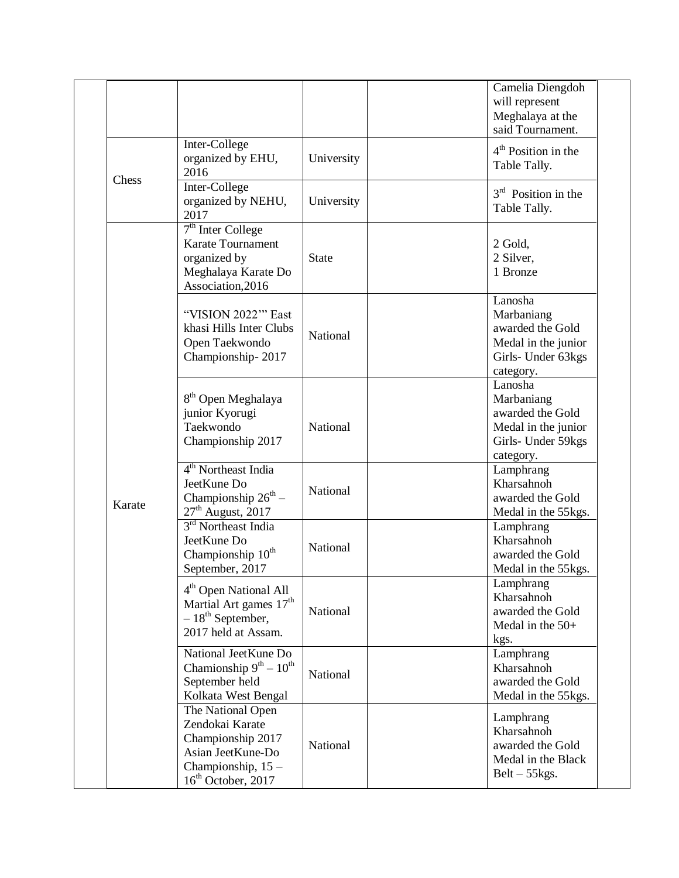| | | | | | | |
|---|---|---|---|---|---|---|
| | | | | | Camelia Diengdoh will represent Meghalaya at the said Tournament. | |
| | Chess | Inter-College organized by EHU, 2016 | University | | 4th Position in the Table Tally. | |
| | | Inter-College organized by NEHU, 2017 | University | | 3rd Position in the Table Tally. | |
| | Karate | 7th Inter College Karate Tournament organized by Meghalaya Karate Do Association,2016 | State | | 2 Gold, 2 Silver, 1 Bronze | |
| | | "VISION 2022'" East khasi Hills Inter Clubs Open Taekwondo Championship- 2017 | National | | Lanosha Marbaniang awarded the Gold Medal in the junior Girls- Under 63kgs category. | |
| | | 8th Open Meghalaya junior Kyorugi Taekwondo Championship 2017 | National | | Lanosha Marbaniang awarded the Gold Medal in the junior Girls- Under 59kgs category. | |
| | | 4th Northeast India JeetKune Do Championship 26th – 27th August, 2017 | National | | Lamphrang Kharsahnoh awarded the Gold Medal in the 55kgs. | |
| | | 3rd Northeast India JeetKune Do Championship 10th September, 2017 | National | | Lamphrang Kharsahnoh awarded the Gold Medal in the 55kgs. | |
| | | 4th Open National All Martial Art games 17th – 18th September, 2017 held at Assam. | National | | Lamphrang Kharsahnoh awarded the Gold Medal in the 50+ kgs. | |
| | | National JeetKune Do Chamionship 9th – 10th September held Kolkata West Bengal | National | | Lamphrang Kharsahnoh awarded the Gold Medal in the 55kgs. | |
| | | The National Open Zendokai Karate Championship 2017 Asian JeetKune-Do Championship, 15 – 16th October, 2017 | National | | Lamphrang Kharsahnoh awarded the Gold Medal in the Black Belt – 55kgs. | |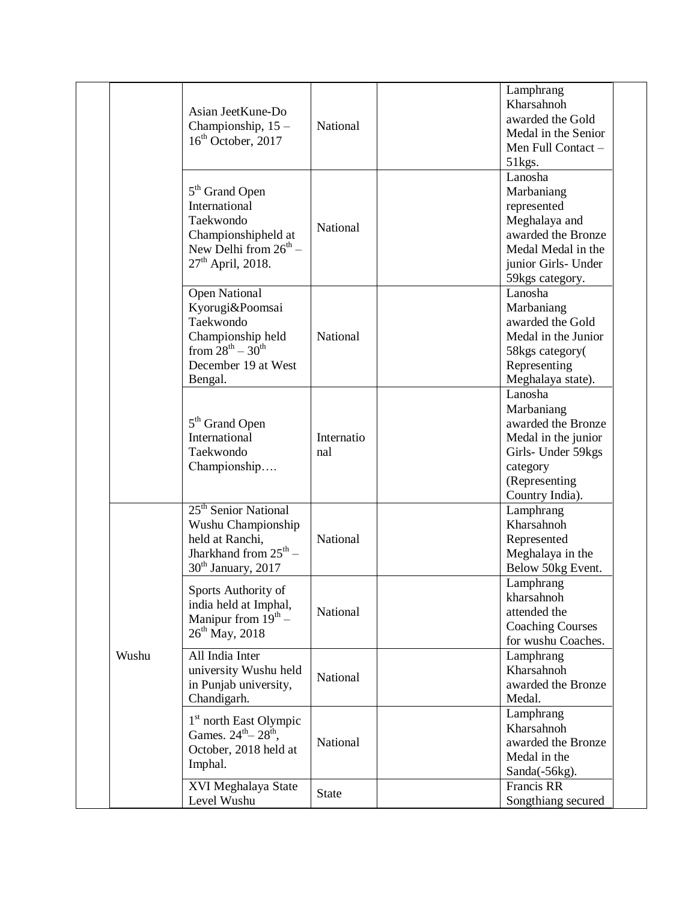| | | | | | | |
|---|---|---|---|---|---|---|
| | | Asian JeetKune-Do Championship, 15 – 16th October, 2017 | National | | Lamphrang Kharsahnoh awarded the Gold Medal in the Senior Men Full Contact – 51kgs. | |
| | | 5th Grand Open International Taekwondo Championshipheld at New Delhi from 26th – 27th April, 2018. | National | | Lanosha Marbaniang represented Meghalaya and awarded the Bronze Medal Medal in the junior Girls- Under 59kgs category. | |
| | | Open National Kyorugi&Poomsai Taekwondo Championship held from 28th – 30th December 19 at West Bengal. | National | | Lanosha Marbaniang awarded the Gold Medal in the Junior 58kgs category( Representing Meghalaya state). | |
| | | 5th Grand Open International Taekwondo Championship…. | International | | Lanosha Marbaniang awarded the Bronze Medal in the junior Girls- Under 59kgs category (Representing Country India). | |
| | Wushu | 25th Senior National Wushu Championship held at Ranchi, Jharkhand from 25th – 30th January, 2017 | National | | Lamphrang Kharsahnoh Represented Meghalaya in the Below 50kg Event. | |
| | | Sports Authority of india held at Imphal, Manipur from 19th – 26th May, 2018 | National | | Lamphrang kharsahnoh attended the Coaching Courses for wushu Coaches. | |
| | | All India Inter university Wushu held in Punjab university, Chandigarh. | National | | Lamphrang Kharsahnoh awarded the Bronze Medal. | |
| | | 1st north East Olympic Games. 24th– 28th, October, 2018 held at Imphal. | National | | Lamphrang Kharsahnoh awarded the Bronze Medal in the Sanda(-56kg). | |
| | | XVI Meghalaya State Level Wushu | State | | Francis RR Songthiang secured | |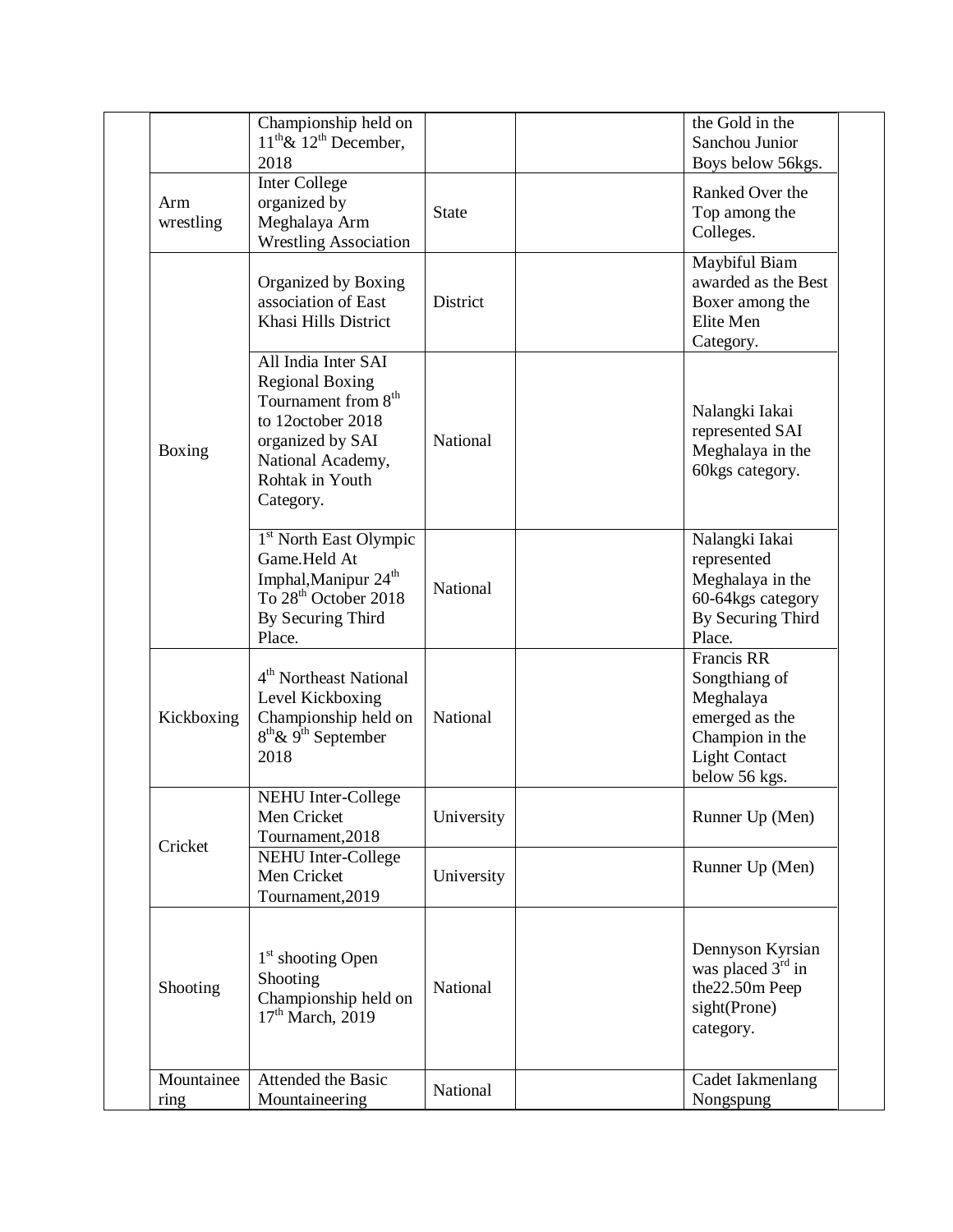| | | | | | | |
|---|---|---|---|---|---|---|
| | | Championship held on 11th& 12th December, 2018 | | | the Gold in the Sanchou Junior Boys below 56kgs. | |
| | Arm wrestling | Inter College organized by Meghalaya Arm Wrestling Association | State | | Ranked Over the Top among the Colleges. | |
| | Boxing | Organized by Boxing association of East Khasi Hills District | District | | Maybiful Biam awarded as the Best Boxer among the Elite Men Category. | |
| | | All India Inter SAI Regional Boxing Tournament from 8th to 12october 2018 organized by SAI National Academy, Rohtak in Youth Category. | National | | Nalangki Iakai represented SAI Meghalaya in the 60kgs category. | |
| | | 1st North East Olympic Game.Held At Imphal,Manipur 24th To 28th October 2018 By Securing Third Place. | National | | Nalangki Iakai represented Meghalaya in the 60-64kgs category By Securing Third Place. | |
| | Kickboxing | 4th Northeast National Level Kickboxing Championship held on 8th& 9th September 2018 | National | | Francis RR Songthiang of Meghalaya emerged as the Champion in the Light Contact below 56 kgs. | |
| | Cricket | NEHU Inter-College Men Cricket Tournament,2018 | University | | Runner Up (Men) | |
| | | NEHU Inter-College Men Cricket Tournament,2019 | University | | Runner Up (Men) | |
| | Shooting | 1st shooting Open Shooting Championship held on 17th March, 2019 | National | | Dennyson Kyrsian was placed 3rd in the22.50m Peep sight(Prone) category. | |
| | Mountaineering | Attended the Basic Mountaineering | National | | Cadet Iakmenlang Nongspung | |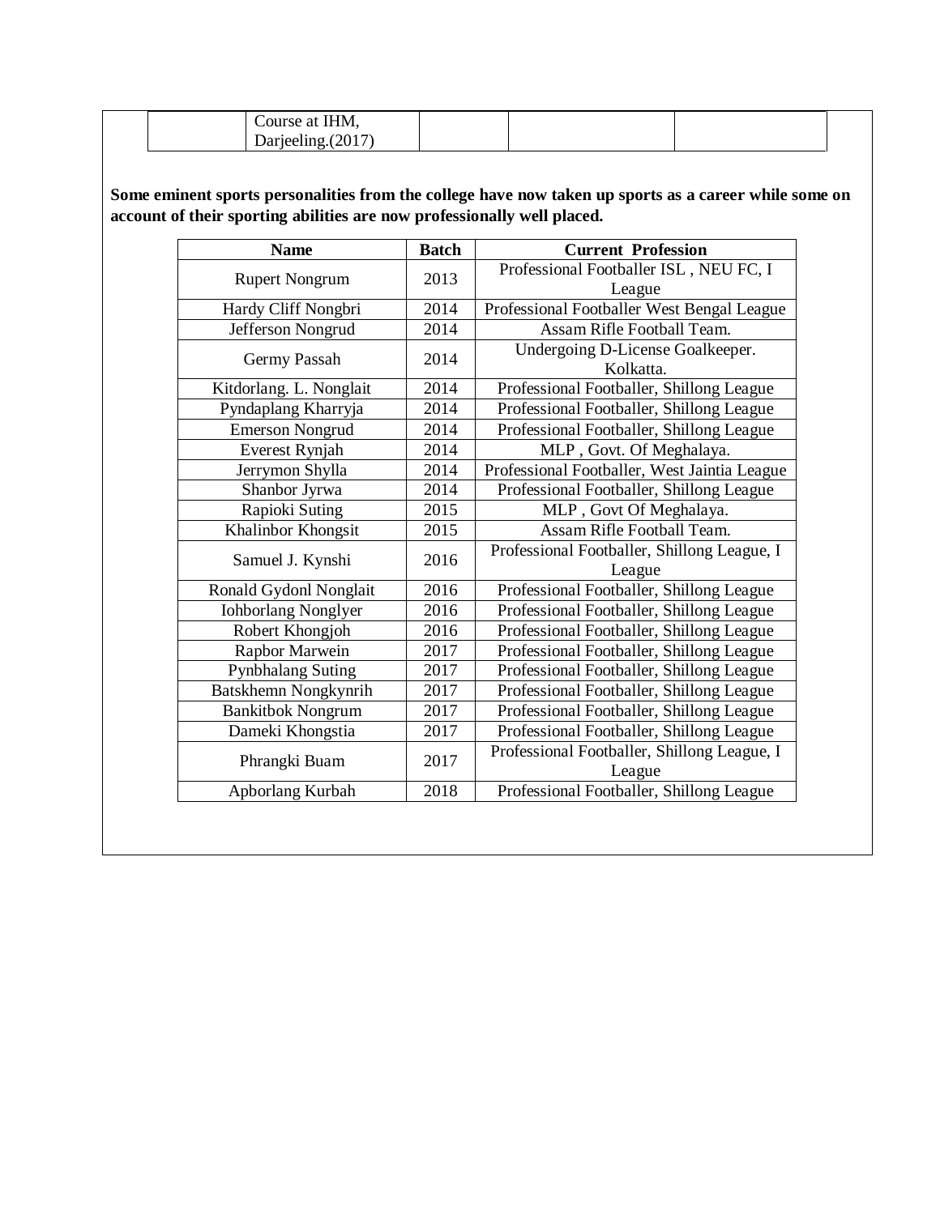| | | | | |
|---|---|---|---|---|
| | Course at IHM, Darjeeling.(2017) | | | |

**Some eminent sports personalities from the college have now taken up sports as a career while some on account of their sporting abilities are now professionally well placed.**

| Name | Batch | Current Profession |
|---|---|---|
| Rupert Nongrum | 2013 | Professional Footballer ISL , NEU FC, I League |
| Hardy Cliff Nongbri | 2014 | Professional Footballer West Bengal League |
| Jefferson Nongrud | 2014 | Assam Rifle Football Team. |
| Germy Passah | 2014 | Undergoing D-License Goalkeeper. Kolkatta. |
| Kitdorlang. L. Nonglait | 2014 | Professional Footballer, Shillong League |
| Pyndaplang Kharryja | 2014 | Professional Footballer, Shillong League |
| Emerson Nongrud | 2014 | Professional Footballer, Shillong League |
| Everest Rynjah | 2014 | MLP , Govt. Of Meghalaya. |
| Jerrymon Shylla | 2014 | Professional Footballer, West Jaintia League |
| Shanbor Jyrwa | 2014 | Professional Footballer, Shillong League |
| Rapioki Suting | 2015 | MLP , Govt Of Meghalaya. |
| Khalinbor Khongsit | 2015 | Assam Rifle Football Team. |
| Samuel J. Kynshi | 2016 | Professional Footballer, Shillong League, I League |
| Ronald Gydonl Nonglait | 2016 | Professional Footballer, Shillong League |
| Iohborlang Nonglyer | 2016 | Professional Footballer, Shillong League |
| Robert Khongjoh | 2016 | Professional Footballer, Shillong League |
| Rapbor Marwein | 2017 | Professional Footballer, Shillong League |
| Pynbhalang Suting | 2017 | Professional Footballer, Shillong League |
| Batskhemn Nongkynrih | 2017 | Professional Footballer, Shillong League |
| Bankitbok Nongrum | 2017 | Professional Footballer, Shillong League |
| Dameki Khongstia | 2017 | Professional Footballer, Shillong League |
| Phrangki Buam | 2017 | Professional Footballer, Shillong League, I League |
| Apborlang Kurbah | 2018 | Professional Footballer, Shillong League |